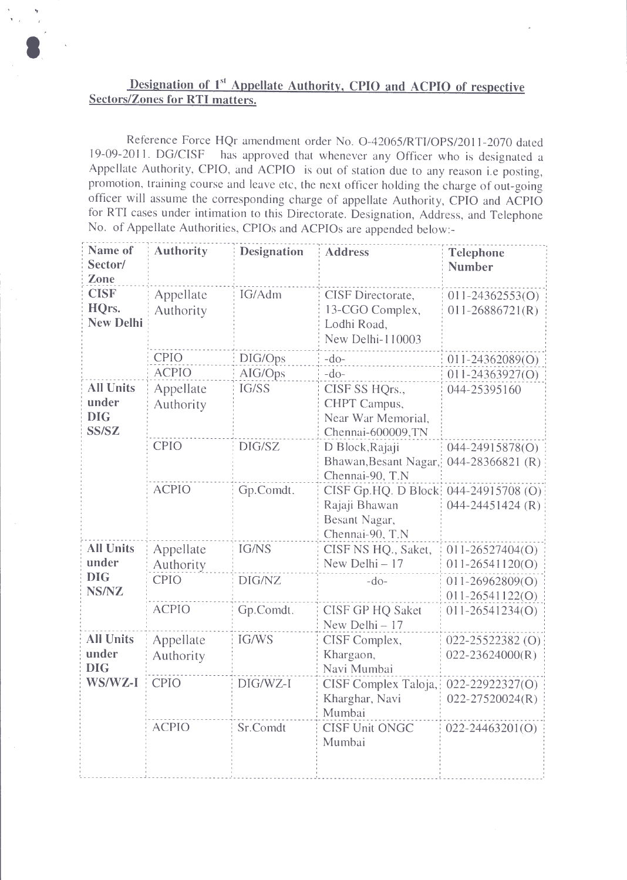## Designation of 1st Appellate Authority, CPIO and ACPIO of respective Sectors/Zones for RTI matters.

Reference Force HQr amendment order No. O-42065/RTI/OPS/2011-2070 dated 19-09-2011. DG/CISF has approved that whenever any Officer who is designated a Appellate Authority, CPIO, and ACPIO is out of station due to any reason i.e posting, promotion, training course and leave etc, the next officer holding the charge of out-going officer will assume the corresponding charge of appellate Authority, CPIO and ACPIO for RTI cases under intimation to this Directorate. Designation, Address, and Telephone No. of Appellate Authorities, CPIOs and ACPIOs are appended below:-

| Name of Sector/ Zone | Authority | Designation | Address | Telephone Number |
|---|---|---|---|---|
| **CISF HQrs. New Delhi** | Appellate Authority | IG/Adm | CISF Directorate, 13-CGO Complex, Lodhi Road, New Delhi-110003 | 011-24362553(O) 011-26886721(R) |
| | CPIO | DIG/Ops | -do- | 011-24362089(O) |
| | ACPIO | AIG/Ops | -do- | 011-24363927(O) |
| **All Units under DIG SS/SZ** | Appellate Authority | IG/SS | CISF SS HQrs., CHPT Campus, Near War Memorial, Chennai-600009,TN | 044-25395160 |
| | CPIO | DIG/SZ | D Block,Rajaji Bhawan,Besant Nagar, Chennai-90, T.N | 044-24915878(O) 044-28366821 (R) |
| | ACPIO | Gp.Comdt. | CISF Gp.HQ. D Block Rajaji Bhawan Besant Nagar, Chennai-90, T.N | 044-24915708 (O) 044-24451424 (R) |
| **All Units under DIG NS/NZ** | Appellate Authority | IG/NS | CISF NS HQ., Saket, New Delhi – 17 | 011-26527404(O) 011-26541120(O) |
| | CPIO | DIG/NZ | -do- | 011-26962809(O) 011-26541122(O) |
| | ACPIO | Gp.Comdt. | CISF GP HQ Saket New Delhi – 17 | 011-26541234(O) |
| **All Units under DIG WS/WZ-I** | Appellate Authority | IG/WS | CISF Complex, Khargaon, Navi Mumbai | 022-25522382 (O) 022-23624000(R) |
| | CPIO | DIG/WZ-I | CISF Complex Taloja, Kharghar, Navi Mumbai | 022-22922327(O) 022-27520024(R) |
| | ACPIO | Sr.Comdt | CISF Unit ONGC Mumbai | 022-24463201(O) |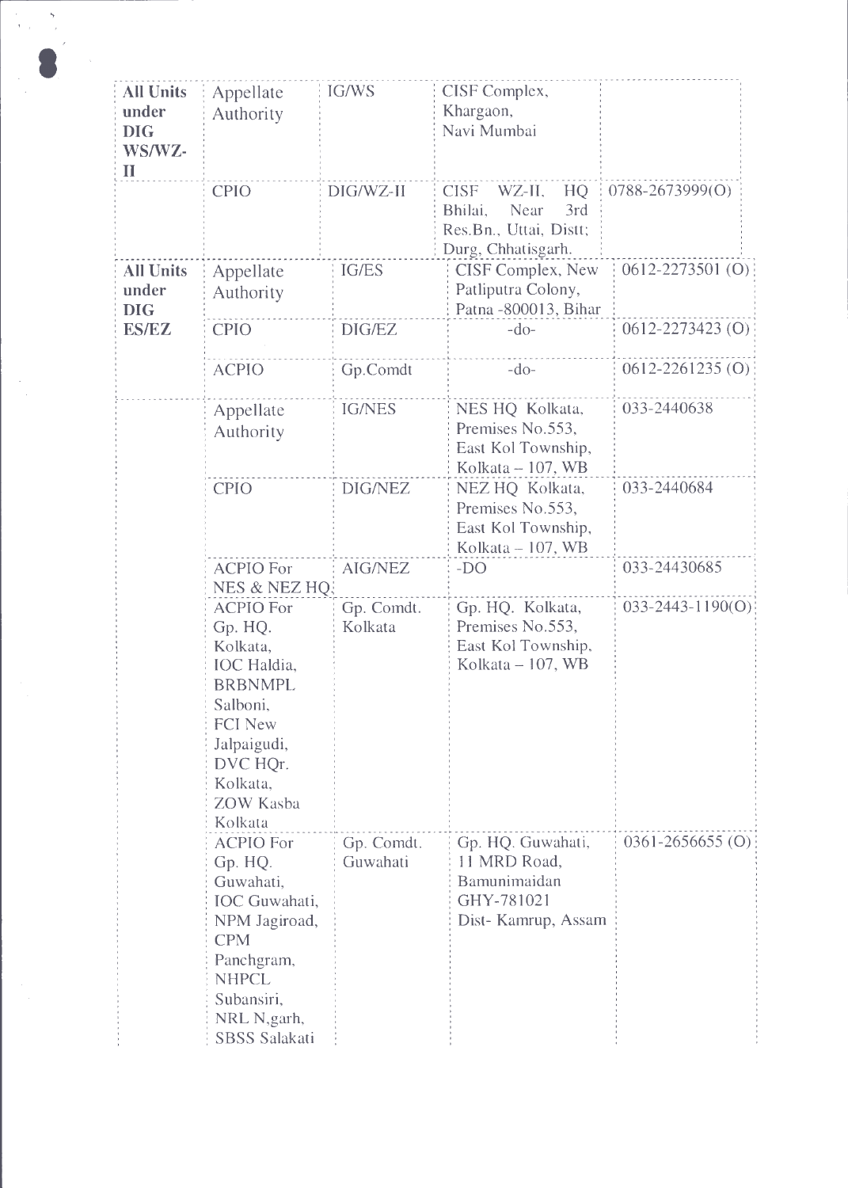| | | | | |
|---|---|---|---|---|
| **All Units under DIG WS/WZ-II** | Appellate Authority | IG/WS | CISF Complex, Khargaon, Navi Mumbai | |
| | CPIO | DIG/WZ-II | CISF WZ-II, HQ Bhilai, Near 3rd Res.Bn., Uttai, Distt; Durg, Chhatisgarh. | 0788-2673999(O) |
| **All Units under DIG ES/EZ** | Appellate Authority | IG/ES | CISF Complex, New Patliputra Colony, Patna -800013, Bihar | 0612-2273501 (O) |
| | CPIO | DIG/EZ | -do- | 0612-2273423 (O) |
| | ACPIO | Gp.Comdt | -do- | 0612-2261235 (O) |
| | Appellate Authority | IG/NES | NES HQ Kolkata, Premises No.553, East Kol Township, Kolkata – 107, WB | 033-2440638 |
| | CPIO | DIG/NEZ | NEZ HQ Kolkata, Premises No.553, East Kol Township, Kolkata – 107, WB | 033-2440684 |
| | ACPIO For NES & NEZ HQ | AIG/NEZ | -DO | 033-24430685 |
| | ACPIO For Gp. HQ. Kolkata, IOC Haldia, BRBNMPL Salboni, FCI New Jalpaigudi, DVC HQr. Kolkata, ZOW Kasba Kolkata | Gp. Comdt. Kolkata | Gp. HQ. Kolkata, Premises No.553, East Kol Township, Kolkata – 107, WB | 033-2443-1190(O) |
| | ACPIO For Gp. HQ. Guwahati, IOC Guwahati, NPM Jagiroad, CPM Panchgram, NHPCL Subansiri, NRL N,garh, SBSS Salakati | Gp. Comdt. Guwahati | Gp. HQ. Guwahati, 11 MRD Road, Bamunimaidan GHY-781021 Dist- Kamrup, Assam | 0361-2656655 (O) |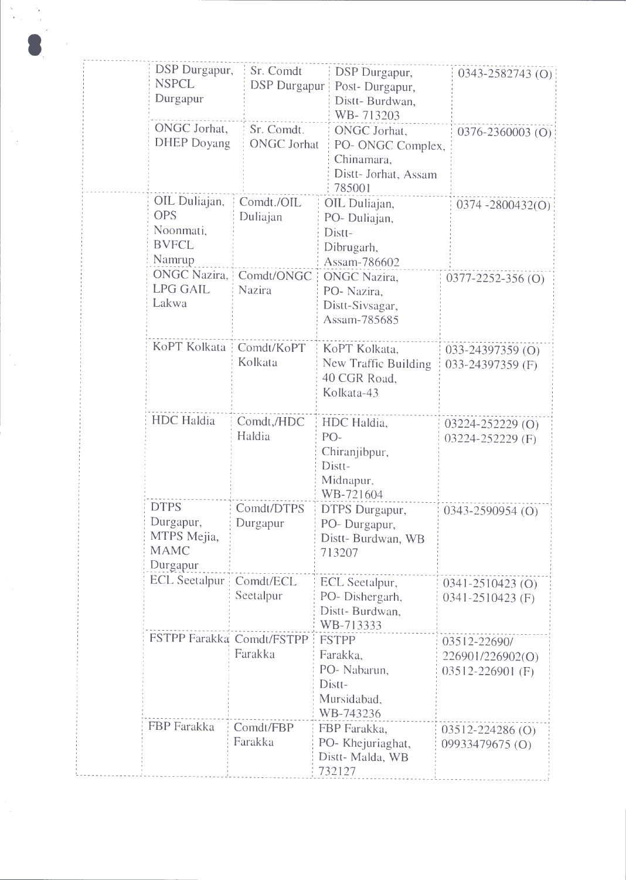| | | | | |
|---|---|---|---|---|
| | DSP Durgapur, NSPCL Durgapur | Sr. Comdt DSP Durgapur | DSP Durgapur, Post- Durgapur, Distt- Burdwan, WB- 713203 | 0343-2582743 (O) |
| | ONGC Jorhat, DHEP Doyang | Sr. Comdt. ONGC Jorhat | ONGC Jorhat, PO- ONGC Complex, Chinamara, Distt- Jorhat, Assam 785001 | 0376-2360003 (O) |
| | OIL Duliajan, OPS Noonmati, BVFCL Namrup | Comdt./OIL Duliajan | OIL Duliajan, PO- Duliajan, Distt- Dibrugarh, Assam-786602 | 0374 -2800432(O) |
| | ONGC Nazira, LPG GAIL Lakwa | Comdt/ONGC Nazira | ONGC Nazira, PO- Nazira, Distt-Sivsagar, Assam-785685 | 0377-2252-356 (O) |
| | KoPT Kolkata | Comdt/KoPT Kolkata | KoPT Kolkata, New Traffic Building 40 CGR Road, Kolkata-43 | 033-24397359 (O) 033-24397359 (F) |
| | HDC Haldia | Comdt,/HDC Haldia | HDC Haldia, PO- Chiranjibpur, Distt- Midnapur, WB-721604 | 03224-252229 (O) 03224-252229 (F) |
| | DTPS Durgapur, MTPS Mejia, MAMC Durgapur | Comdt/DTPS Durgapur | DTPS Durgapur, PO- Durgapur, Distt- Burdwan, WB 713207 | 0343-2590954 (O) |
| | ECL Seetalpur | Comdt/ECL Seetalpur | ECL Seetalpur, PO- Dishergarh, Distt- Burdwan, WB-713333 | 0341-2510423 (O) 0341-2510423 (F) |
| | FSTPP Farakka | Comdt/FSTPP Farakka | FSTPP Farakka, PO- Nabarun, Distt- Mursidabad, WB-743236 | 03512-22690/ 226901/226902(O) 03512-226901 (F) |
| | FBP Farakka | Comdt/FBP Farakka | FBP Farakka, PO- Khejuriaghat, Distt- Malda, WB 732127 | 03512-224286 (O) 09933479675 (O) |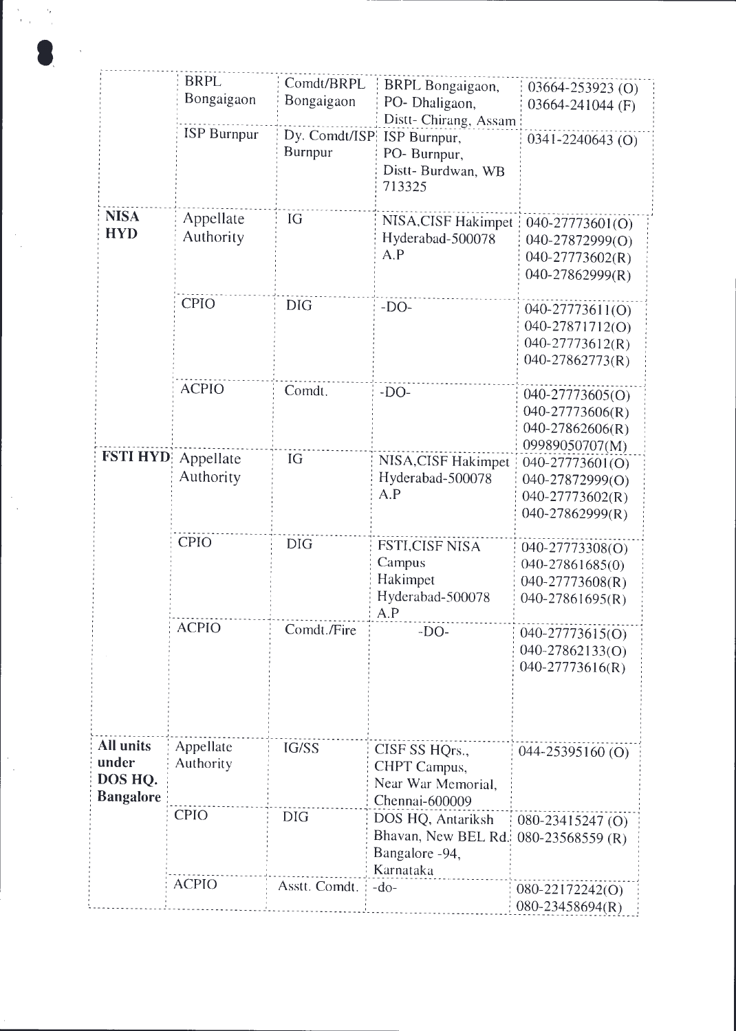| | | | | |
|---|---|---|---|---|
| | BRPL Bongaigaon | Comdt/BRPL Bongaigaon | BRPL Bongaigaon, PO- Dhaligaon, Distt- Chirang, Assam | 03664-253923 (O) 03664-241044 (F) |
| | ISP Burnpur | Dy. Comdt/ISP Burnpur | ISP Burnpur, PO- Burnpur, Distt- Burdwan, WB 713325 | 0341-2240643 (O) |
| **NISA HYD** | Appellate Authority | IG | NISA,CISF Hakimpet Hyderabad-500078 A.P | 040-27773601(O) 040-27872999(O) 040-27773602(R) 040-27862999(R) |
| | CPIO | DIG | -DO- | 040-27773611(O) 040-27871712(O) 040-27773612(R) 040-27862773(R) |
| | ACPIO | Comdt. | -DO- | 040-27773605(O) 040-27773606(R) 040-27862606(R) 09989050707(M) |
| **FSTI HYD** | Appellate Authority | IG | NISA,CISF Hakimpet Hyderabad-500078 A.P | 040-27773601(O) 040-27872999(O) 040-27773602(R) 040-27862999(R) |
| | CPIO | DIG | FSTI,CISF NISA Campus Hakimpet Hyderabad-500078 A.P | 040-27773308(O) 040-27861685(0) 040-27773608(R) 040-27861695(R) |
| | ACPIO | Comdt./Fire | -DO- | 040-27773615(O) 040-27862133(O) 040-27773616(R) |
| **All units under DOS HQ. Bangalore** | Appellate Authority | IG/SS | CISF SS HQrs., CHPT Campus, Near War Memorial, Chennai-600009 | 044-25395160 (O) |
| | CPIO | DIG | DOS HQ, Antariksh Bhavan, New BEL Rd. Bangalore -94, Karnataka | 080-23415247 (O) 080-23568559 (R) |
| | ACPIO | Asstt. Comdt. | -do- | 080-22172242(O) 080-23458694(R) |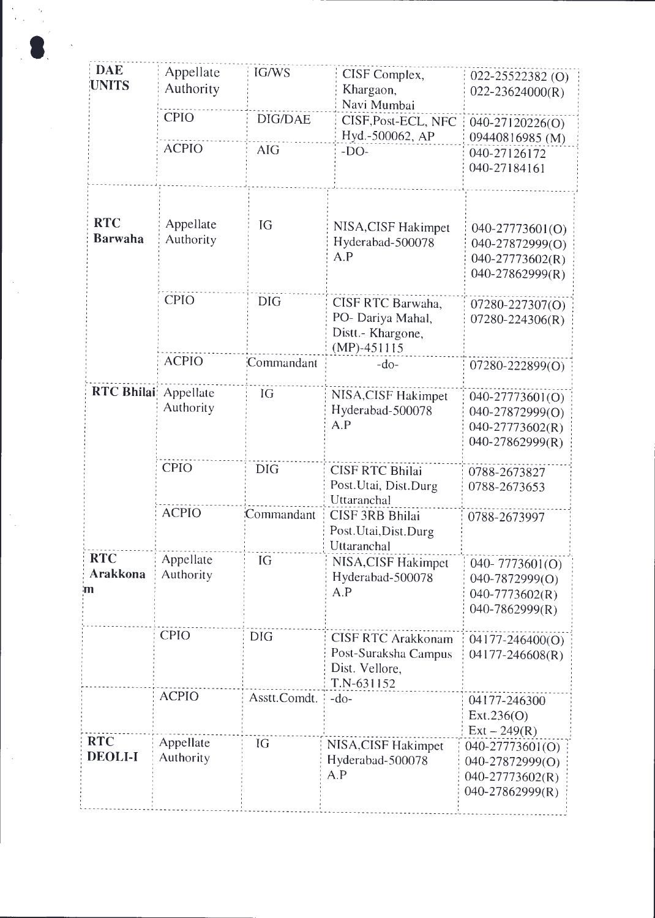| DAE UNITS | Appellate Authority | IG/WS | CISF Complex, Khargaon, Navi Mumbai | 022-25522382 (O) 022-23624000(R) |
|---|---|---|---|---|
| | CPIO | DIG/DAE | CISF,Post-ECL, NFC Hyd.-500062, AP | 040-27120226(O) 09440816985 (M) |
| | ACPIO | AIG | -DO- | 040-27126172 040-27184161 |
| RTC Barwaha | Appellate Authority | IG | NISA,CISF Hakimpet Hyderabad-500078 A.P | 040-27773601(O) 040-27872999(O) 040-27773602(R) 040-27862999(R) |
| | CPIO | DIG | CISF RTC Barwaha, PO- Dariya Mahal, Distt.- Khargone, (MP)-451115 | 07280-227307(O) 07280-224306(R) |
| | ACPIO | Commandant | -do- | 07280-222899(O) |
| RTC Bhilai | Appellate Authority | IG | NISA,CISF Hakimpet Hyderabad-500078 A.P | 040-27773601(O) 040-27872999(O) 040-27773602(R) 040-27862999(R) |
| | CPIO | DIG | CISF RTC Bhilai Post.Utai, Dist.Durg Uttaranchal | 0788-2673827 0788-2673653 |
| | ACPIO | Commandant | CISF 3RB Bhilai Post.Utai,Dist.Durg Uttaranchal | 0788-2673997 |
| RTC Arakkonam | Appellate Authority | IG | NISA,CISF Hakimpet Hyderabad-500078 A.P | 040- 7773601(O) 040-7872999(O) 040-7773602(R) 040-7862999(R) |
| | CPIO | DIG | CISF RTC Arakkonam Post-Suraksha Campus Dist. Vellore, T.N-631152 | 04177-246400(O) 04177-246608(R) |
| | ACPIO | Asstt.Comdt. | -do- | 04177-246300 Ext.236(O) Ext – 249(R) |
| RTC DEOLI-I | Appellate Authority | IG | NISA,CISF Hakimpet Hyderabad-500078 A.P | 040-27773601(O) 040-27872999(O) 040-27773602(R) 040-27862999(R) |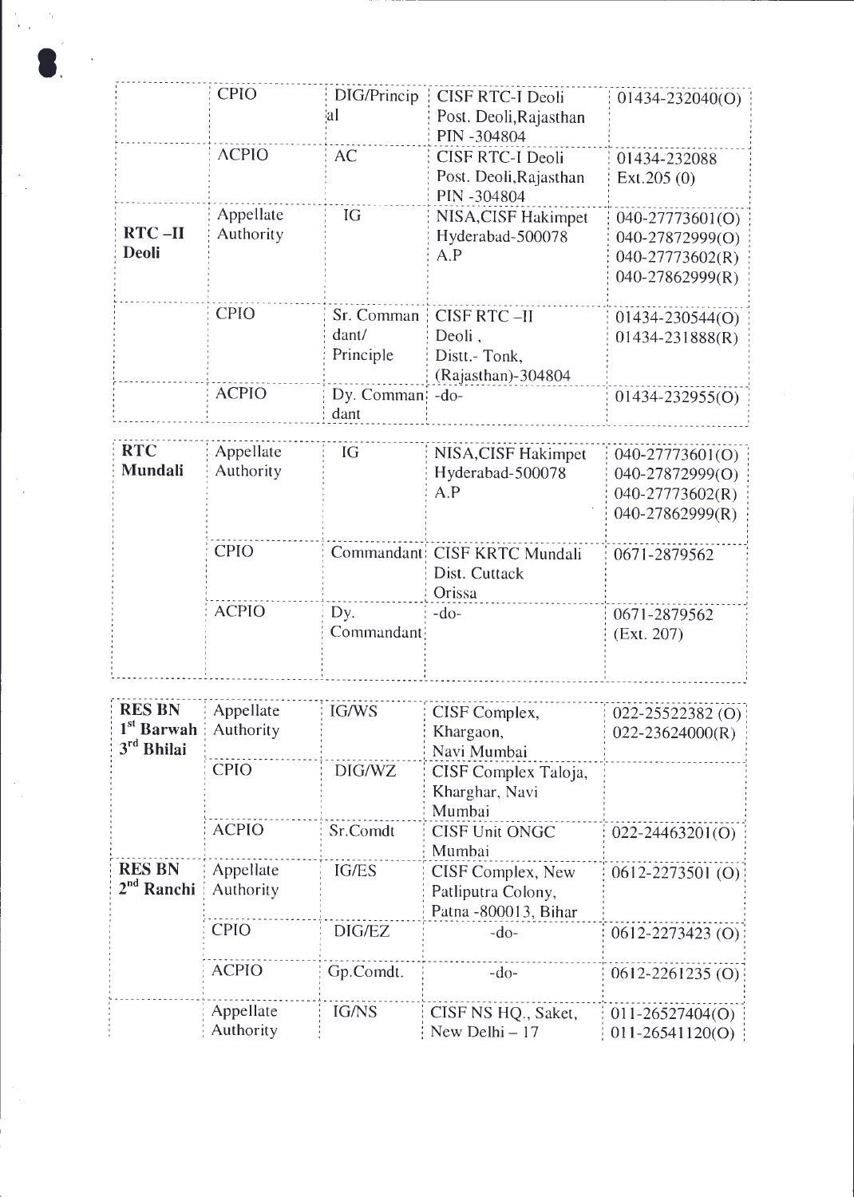| | | | | |
|---|---|---|---|---|
| | CPIO | DIG/Principal | CISF RTC-I Deoli Post. Deoli,Rajasthan PIN -304804 | 01434-232040(O) |
| | ACPIO | AC | CISF RTC-I Deoli Post. Deoli,Rajasthan PIN -304804 | 01434-232088 Ext.205 (0) |
| **RTC –II Deoli** | Appellate Authority | IG | NISA,CISF Hakimpet Hyderabad-500078 A.P | 040-27773601(O) 040-27872999(O) 040-27773602(R) 040-27862999(R) |
| | CPIO | Sr. Commandant/ Principle | CISF RTC –II Deoli , Distt.- Tonk, (Rajasthan)-304804 | 01434-230544(O) 01434-231888(R) |
| | ACPIO | Dy. Commandant | -do- | 01434-232955(O) |
| **RTC Mundali** | Appellate Authority | IG | NISA,CISF Hakimpet Hyderabad-500078 A.P | 040-27773601(O) 040-27872999(O) 040-27773602(R) 040-27862999(R) |
| | CPIO | Commandant | CISF KRTC Mundali Dist. Cuttack Orissa | 0671-2879562 |
| | ACPIO | Dy. Commandant | -do- | 0671-2879562 (Ext. 207) |
| **RES BN 1st Barwah 3rd Bhilai** | Appellate Authority | IG/WS | CISF Complex, Khargaon, Navi Mumbai | 022-25522382 (O) 022-23624000(R) |
| | CPIO | DIG/WZ | CISF Complex Taloja, Kharghar, Navi Mumbai | |
| | ACPIO | Sr.Comdt | CISF Unit ONGC Mumbai | 022-24463201(O) |
| **RES BN 2nd Ranchi** | Appellate Authority | IG/ES | CISF Complex, New Patliputra Colony, Patna -800013, Bihar | 0612-2273501 (O) |
| | CPIO | DIG/EZ | -do- | 0612-2273423 (O) |
| | ACPIO | Gp.Comdt. | -do- | 0612-2261235 (O) |
| | Appellate Authority | IG/NS | CISF NS HQ., Saket, New Delhi – 17 | 011-26527404(O) 011-26541120(O) |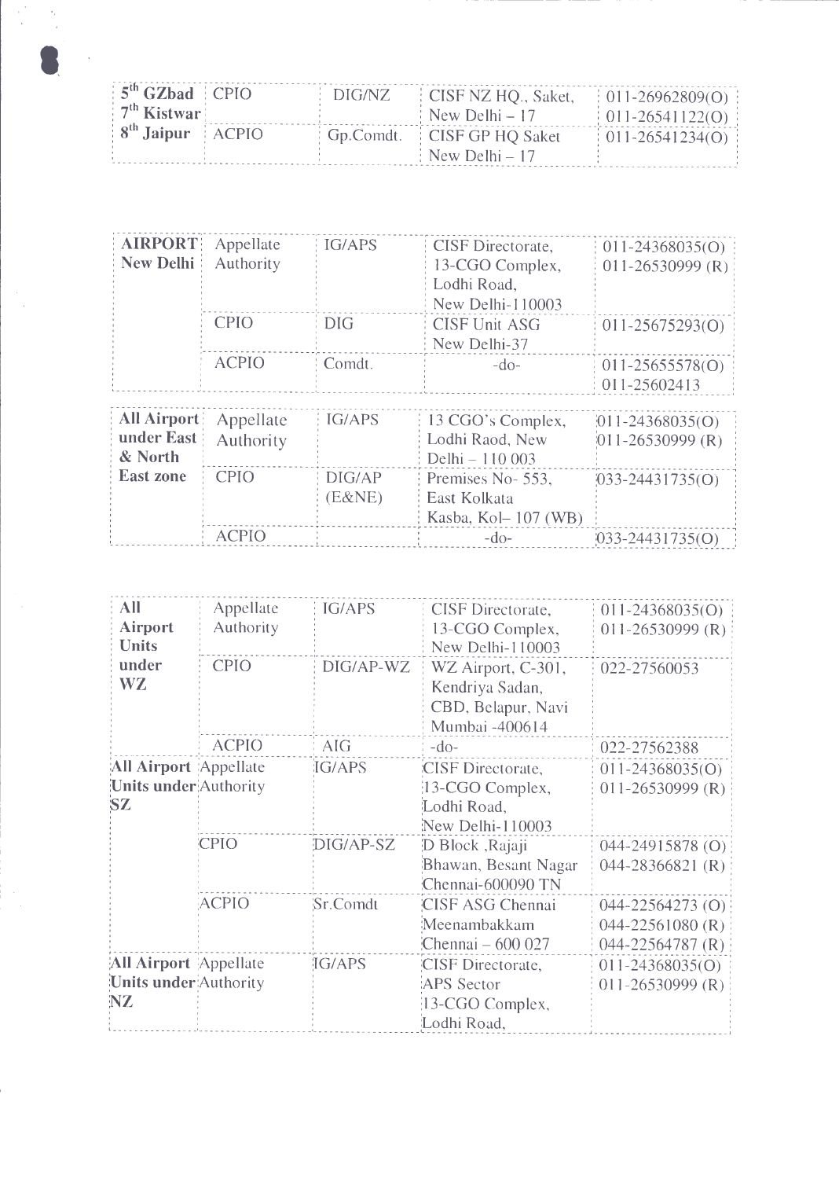| | | | | |
|---|---|---|---|---|
| **5th GZbad 7th Kistwar 8th Jaipur** | CPIO | DIG/NZ | CISF NZ HQ., Saket, New Delhi – 17 | 011-26962809(O) 011-26541122(O) |
| | ACPIO | Gp.Comdt. | CISF GP HQ Saket New Delhi – 17 | 011-26541234(O) |

| | | | | |
|---|---|---|---|---|
| **AIRPORT New Delhi** | Appellate Authority | IG/APS | CISF Directorate, 13-CGO Complex, Lodhi Road, New Delhi-110003 | 011-24368035(O) 011-26530999 (R) |
| | CPIO | DIG | CISF Unit ASG New Delhi-37 | 011-25675293(O) |
| | ACPIO | Comdt. | -do- | 011-25655578(O) 011-25602413 |

| | | | | |
|---|---|---|---|---|
| **All Airport under East & North East zone** | Appellate Authority | IG/APS | 13 CGO's Complex, Lodhi Raod, New Delhi – 110 003 | 011-24368035(O) 011-26530999 (R) |
| | CPIO | DIG/AP (E&NE) | Premises No- 553, East Kolkata Kasba, Kol– 107 (WB) | 033-24431735(O) |
| | ACPIO | | -do- | 033-24431735(O) |

| | | | | |
|---|---|---|---|---|
| **All Airport Units under WZ** | Appellate Authority | IG/APS | CISF Directorate, 13-CGO Complex, New Delhi-110003 | 011-24368035(O) 011-26530999 (R) |
| | CPIO | DIG/AP-WZ | WZ Airport, C-301, Kendriya Sadan, CBD, Belapur, Navi Mumbai -400614 | 022-27560053 |
| | ACPIO | AIG | -do- | 022-27562388 |
| **All Airport Units under SZ** | Appellate Authority | IG/APS | CISF Directorate, 13-CGO Complex, Lodhi Road, New Delhi-110003 | 011-24368035(O) 011-26530999 (R) |
| | CPIO | DIG/AP-SZ | D Block ,Rajaji Bhawan, Besant Nagar Chennai-600090 TN | 044-24915878 (O) 044-28366821 (R) |
| | ACPIO | Sr.Comdt | CISF ASG Chennai Meenambakkam Chennai – 600 027 | 044-22564273 (O) 044-22561080 (R) 044-22564787 (R) |
| **All Airport Units under NZ** | Appellate Authority | IG/APS | CISF Directorate, APS Sector 13-CGO Complex, Lodhi Road, | 011-24368035(O) 011-26530999 (R) |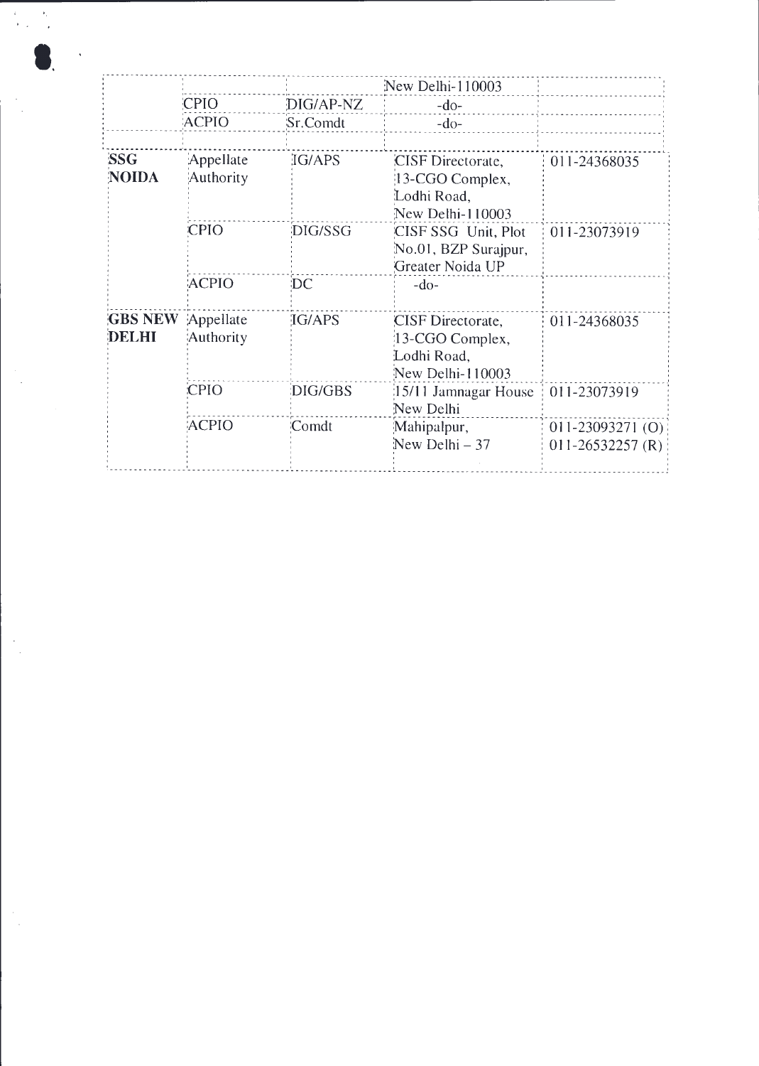| | | | | |
|---|---|---|---|---|
| | | | New Delhi-110003 | |
| | CPIO | DIG/AP-NZ | -do- | |
| | ACPIO | Sr.Comdt | -do- | |
| | | | | |
| **SSG NOIDA** | Appellate Authority | IG/APS | CISF Directorate, 13-CGO Complex, Lodhi Road, New Delhi-110003 | 011-24368035 |
| | CPIO | DIG/SSG | CISF SSG Unit, Plot No.01, BZP Surajpur, Greater Noida UP | 011-23073919 |
| | ACPIO | DC | -do- | |
| **GBS NEW DELHI** | Appellate Authority | IG/APS | CISF Directorate, 13-CGO Complex, Lodhi Road, New Delhi-110003 | 011-24368035 |
| | CPIO | DIG/GBS | 15/11 Jamnagar House New Delhi | 011-23073919 |
| | ACPIO | Comdt | Mahipalpur, New Delhi – 37 | 011-23093271 (O) 011-26532257 (R) |